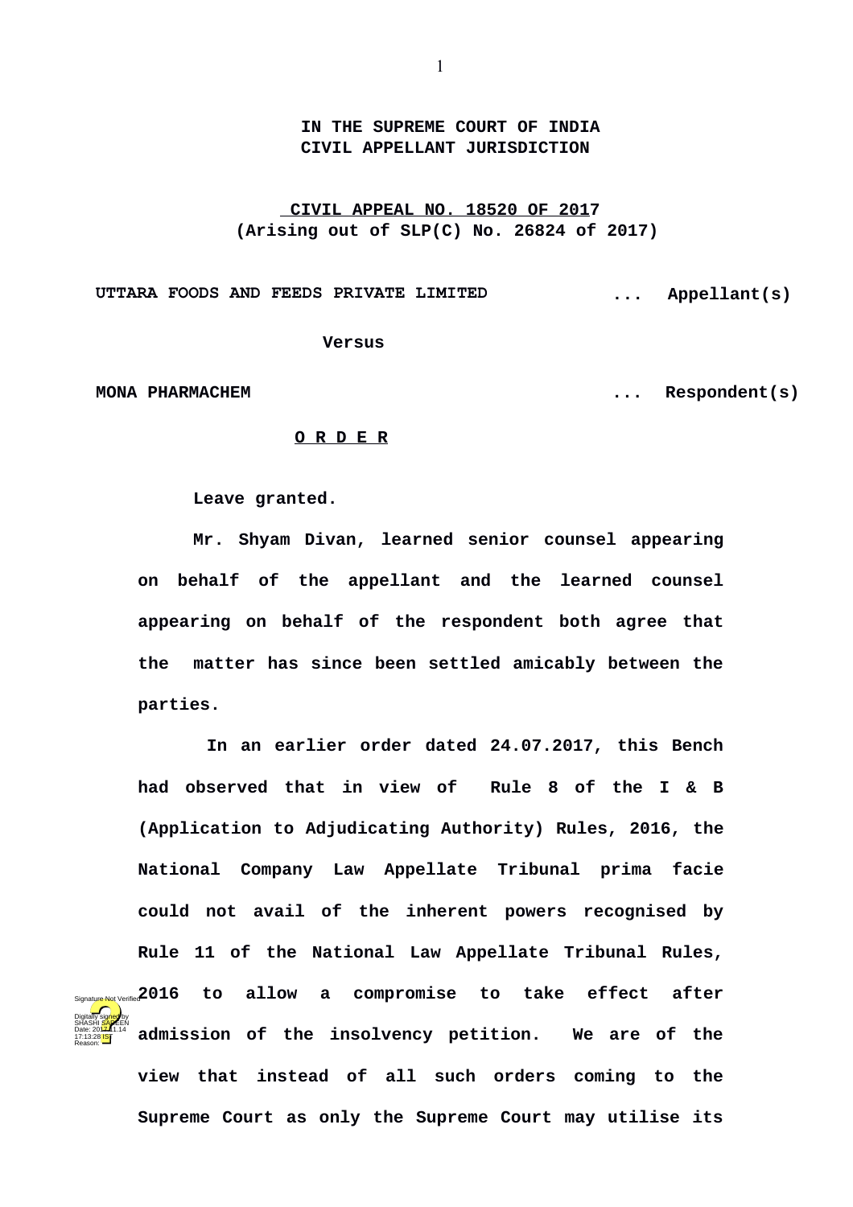**IN THE SUPREME COURT OF INDIA**
**CIVIL APPELLANT JURISDICTION**

**CIVIL APPEAL NO. 18520 OF 2017**
**(Arising out of SLP(C) No. 26824 of 2017)**

**UTTARA FOODS AND FEEDS PRIVATE LIMITED ... Appellant(s)**

**Versus**

**MONA PHARMACHEM ... Respondent(s)**

**O R D E R**

Leave granted.

Mr. Shyam Divan, learned senior counsel appearing on behalf of the appellant and the learned counsel appearing on behalf of the respondent both agree that the matter has since been settled amicably between the parties.

In an earlier order dated 24.07.2017, this Bench had observed that in view of Rule 8 of the I & B (Application to Adjudicating Authority) Rules, 2016, the National Company Law Appellate Tribunal prima facie could not avail of the inherent powers recognised by Rule 11 of the National Law Appellate Tribunal Rules, 2016 to allow a compromise to take effect after admission of the insolvency petition. We are of the view that instead of all such orders coming to the Supreme Court as only the Supreme Court may utilise its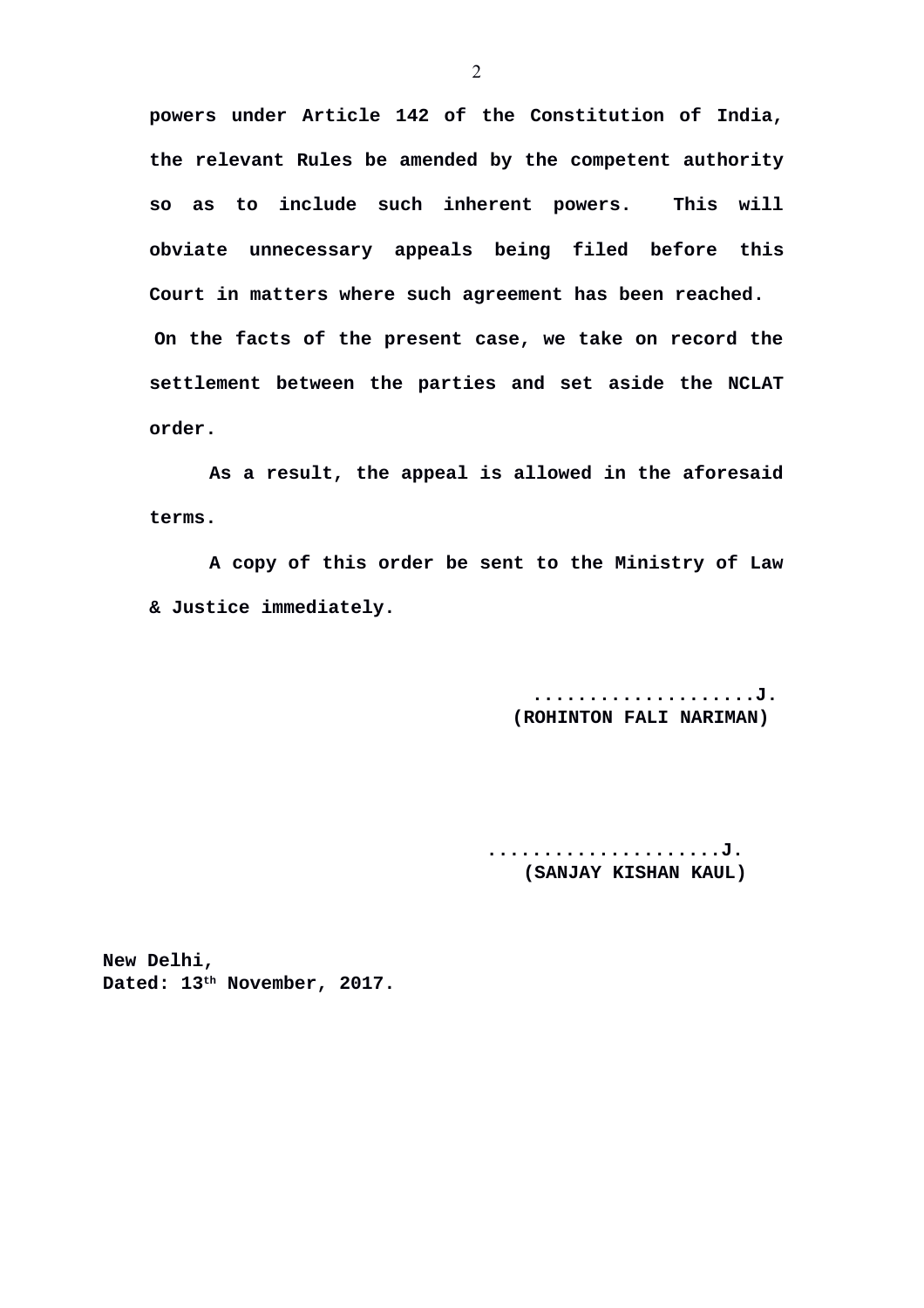**powers under Article 142 of the Constitution of India, the relevant Rules be amended by the competent authority so as to include such inherent powers. This will obviate unnecessary appeals being filed before this Court in matters where such agreement has been reached.**

**On the facts of the present case, we take on record the settlement between the parties and set aside the NCLAT order.**

**As a result, the appeal is allowed in the aforesaid terms.**

**A copy of this order be sent to the Ministry of Law & Justice immediately.**

**...................J.**
**(ROHINTON FALI NARIMAN)**

**....................J.**
**(SANJAY KISHAN KAUL)**

**New Delhi,**
**Dated: 13th November, 2017.**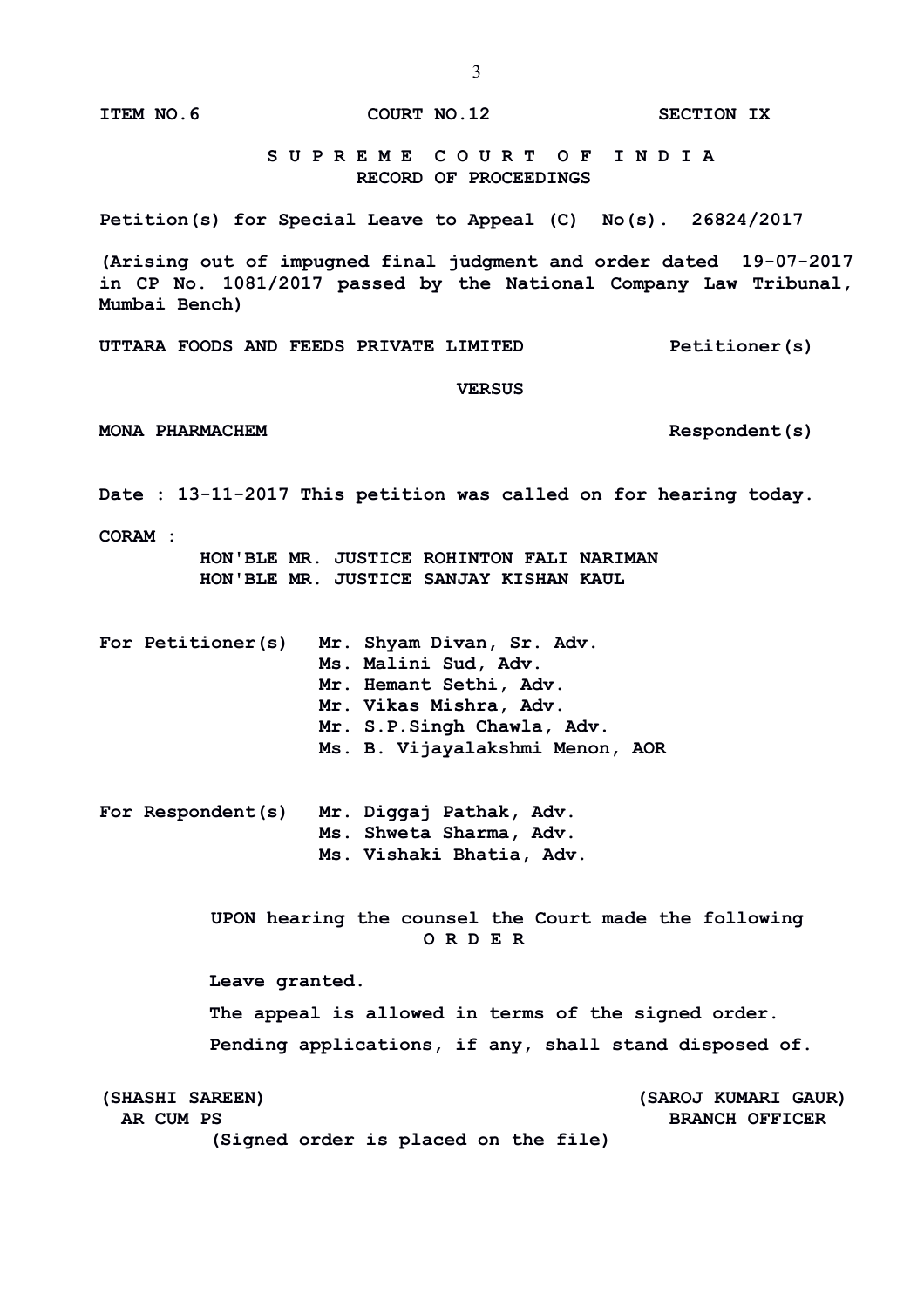ITEM NO.6 COURT NO.12 SECTION IX

**S U P R E M E C O U R T O F I N D I A**
**RECORD OF PROCEEDINGS**

**Petition(s) for Special Leave to Appeal (C) No(s). 26824/2017**

**(Arising out of impugned final judgment and order dated 19-07-2017 in CP No. 1081/2017 passed by the National Company Law Tribunal, Mumbai Bench)**

**UTTARA FOODS AND FEEDS PRIVATE LIMITED** Petitioner(s)

**VERSUS**

**MONA PHARMACHEM** Respondent(s)

**Date : 13-11-2017 This petition was called on for hearing today.**

**CORAM :**
HON'BLE MR. JUSTICE ROHINTON FALI NARIMAN
HON'BLE MR. JUSTICE SANJAY KISHAN KAUL

For Petitioner(s)
Mr. Shyam Divan, Sr. Adv.
Ms. Malini Sud, Adv.
Mr. Hemant Sethi, Adv.
Mr. Vikas Mishra, Adv.
Mr. S.P.Singh Chawla, Adv.
Ms. B. Vijayalakshmi Menon, AOR

For Respondent(s)
Mr. Diggaj Pathak, Adv.
Ms. Shweta Sharma, Adv.
Ms. Vishaki Bhatia, Adv.

UPON hearing the counsel the Court made the following
**O R D E R**

Leave granted.

The appeal is allowed in terms of the signed order.

Pending applications, if any, shall stand disposed of.

(SHASHI SAREEN)
AR CUM PS

(SAROJ KUMARI GAUR)
BRANCH OFFICER

(Signed order is placed on the file)